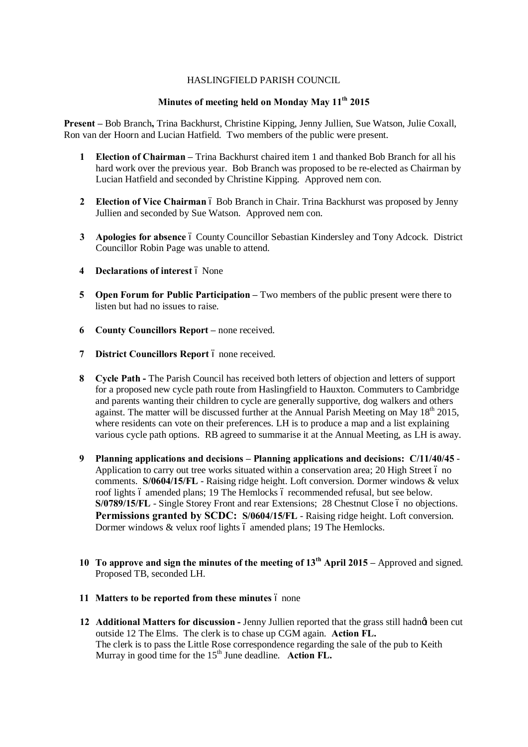HASLINGFIELD PARISH COUNCIL

**Minutes of meeting held on Monday May 11th 2015**

**Present –** Bob Branch**,** Trina Backhurst, Christine Kipping, Jenny Jullien, Sue Watson, Julie Coxall, Ron van der Hoorn and Lucian Hatfield. Two members of the public were present.

1. **Election of Chairman –** Trina Backhurst chaired item 1 and thanked Bob Branch for all his hard work over the previous year. Bob Branch was proposed to be re-elected as Chairman by Lucian Hatfield and seconded by Christine Kipping. Approved nem con.

2. **Election of Vice Chairman** – Bob Branch in Chair. Trina Backhurst was proposed by Jenny Jullien and seconded by Sue Watson. Approved nem con.

3. **Apologies for absence** – County Councillor Sebastian Kindersley and Tony Adcock. District Councillor Robin Page was unable to attend.

4. **Declarations of interest** – None

5. **Open Forum for Public Participation –** Two members of the public present were there to listen but had no issues to raise.

6. **County Councillors Report –** none received.

7. **District Councillors Report** – none received.

8. **Cycle Path -** The Parish Council has received both letters of objection and letters of support for a proposed new cycle path route from Haslingfield to Hauxton. Commuters to Cambridge and parents wanting their children to cycle are generally supportive, dog walkers and others against. The matter will be discussed further at the Annual Parish Meeting on May 18th 2015, where residents can vote on their preferences. LH is to produce a map and a list explaining various cycle path options. RB agreed to summarise it at the Annual Meeting, as LH is away.

9. **Planning applications and decisions – Planning applications and decisions: C/11/40/45** - Application to carry out tree works situated within a conservation area; 20 High Street – no comments. **S/0604/15/FL** - Raising ridge height. Loft conversion. Dormer windows & velux roof lights – amended plans; 19 The Hemlocks – recommended refusal, but see below. **S/0789/15/FL** - Single Storey Front and rear Extensions; 28 Chestnut Close – no objections. **Permissions granted by SCDC: S/0604/15/FL** - Raising ridge height. Loft conversion. Dormer windows & velux roof lights – amended plans; 19 The Hemlocks.

10. **To approve and sign the minutes of the meeting of 13th April 2015 –** Approved and signed. Proposed TB, seconded LH.

11. **Matters to be reported from these minutes** – none

12. **Additional Matters for discussion -** Jenny Jullien reported that the grass still hadn't been cut outside 12 The Elms. The clerk is to chase up CGM again. **Action FL.**
    The clerk is to pass the Little Rose correspondence regarding the sale of the pub to Keith Murray in good time for the 15th June deadline. **Action FL.**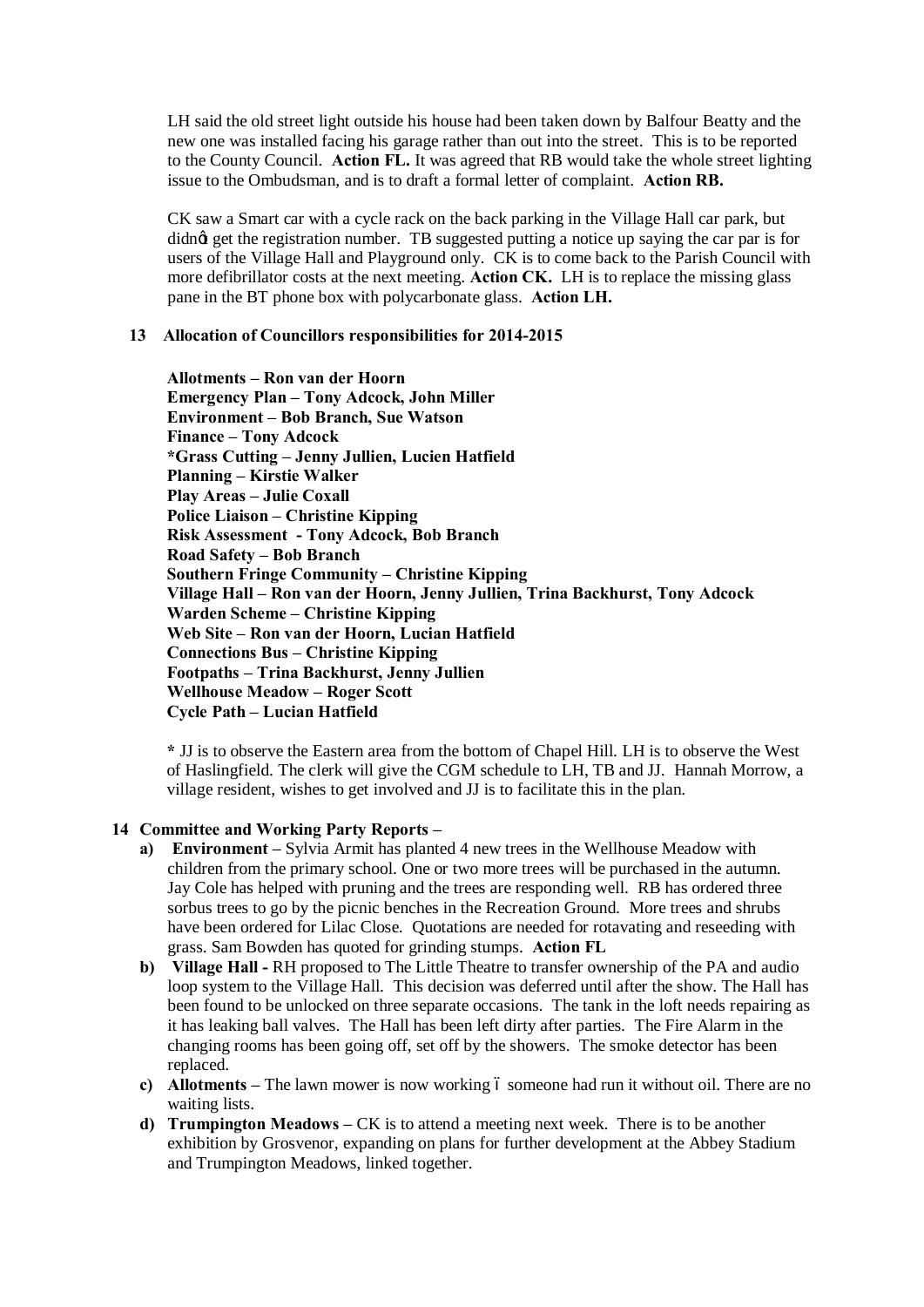LH said the old street light outside his house had been taken down by Balfour Beatty and the new one was installed facing his garage rather than out into the street. This is to be reported to the County Council. **Action FL.** It was agreed that RB would take the whole street lighting issue to the Ombudsman, and is to draft a formal letter of complaint. **Action RB.**

CK saw a Smart car with a cycle rack on the back parking in the Village Hall car park, but didnğt get the registration number. TB suggested putting a notice up saying the car par is for users of the Village Hall and Playground only. CK is to come back to the Parish Council with more defibrillator costs at the next meeting. **Action CK.** LH is to replace the missing glass pane in the BT phone box with polycarbonate glass. **Action LH.**

**13 Allocation of Councillors responsibilities for 2014-2015**

**Allotments – Ron van der Hoorn**
**Emergency Plan – Tony Adcock, John Miller**
**Environment – Bob Branch, Sue Watson**
**Finance – Tony Adcock**
**\*Grass Cutting – Jenny Jullien, Lucien Hatfield**
**Planning – Kirstie Walker**
**Play Areas – Julie Coxall**
**Police Liaison – Christine Kipping**
**Risk Assessment - Tony Adcock, Bob Branch**
**Road Safety – Bob Branch**
**Southern Fringe Community – Christine Kipping**
**Village Hall – Ron van der Hoorn, Jenny Jullien, Trina Backhurst, Tony Adcock**
**Warden Scheme – Christine Kipping**
**Web Site – Ron van der Hoorn, Lucian Hatfield**
**Connections Bus – Christine Kipping**
**Footpaths – Trina Backhurst, Jenny Jullien**
**Wellhouse Meadow – Roger Scott**
**Cycle Path – Lucian Hatfield**

**\*** JJ is to observe the Eastern area from the bottom of Chapel Hill. LH is to observe the West of Haslingfield. The clerk will give the CGM schedule to LH, TB and JJ. Hannah Morrow, a village resident, wishes to get involved and JJ is to facilitate this in the plan.

**14 Committee and Working Party Reports –**

- **a) Environment –** Sylvia Armit has planted 4 new trees in the Wellhouse Meadow with children from the primary school. One or two more trees will be purchased in the autumn. Jay Cole has helped with pruning and the trees are responding well. RB has ordered three sorbus trees to go by the picnic benches in the Recreation Ground. More trees and shrubs have been ordered for Lilac Close. Quotations are needed for rotavating and reseeding with grass. Sam Bowden has quoted for grinding stumps. **Action FL**
- **b) Village Hall -** RH proposed to The Little Theatre to transfer ownership of the PA and audio loop system to the Village Hall. This decision was deferred until after the show. The Hall has been found to be unlocked on three separate occasions. The tank in the loft needs repairing as it has leaking ball valves. The Hall has been left dirty after parties. The Fire Alarm in the changing rooms has been going off, set off by the showers. The smoke detector has been replaced.
- **c) Allotments –** The lawn mower is now working 6 someone had run it without oil. There are no waiting lists.
- **d) Trumpington Meadows –** CK is to attend a meeting next week. There is to be another exhibition by Grosvenor, expanding on plans for further development at the Abbey Stadium and Trumpington Meadows, linked together.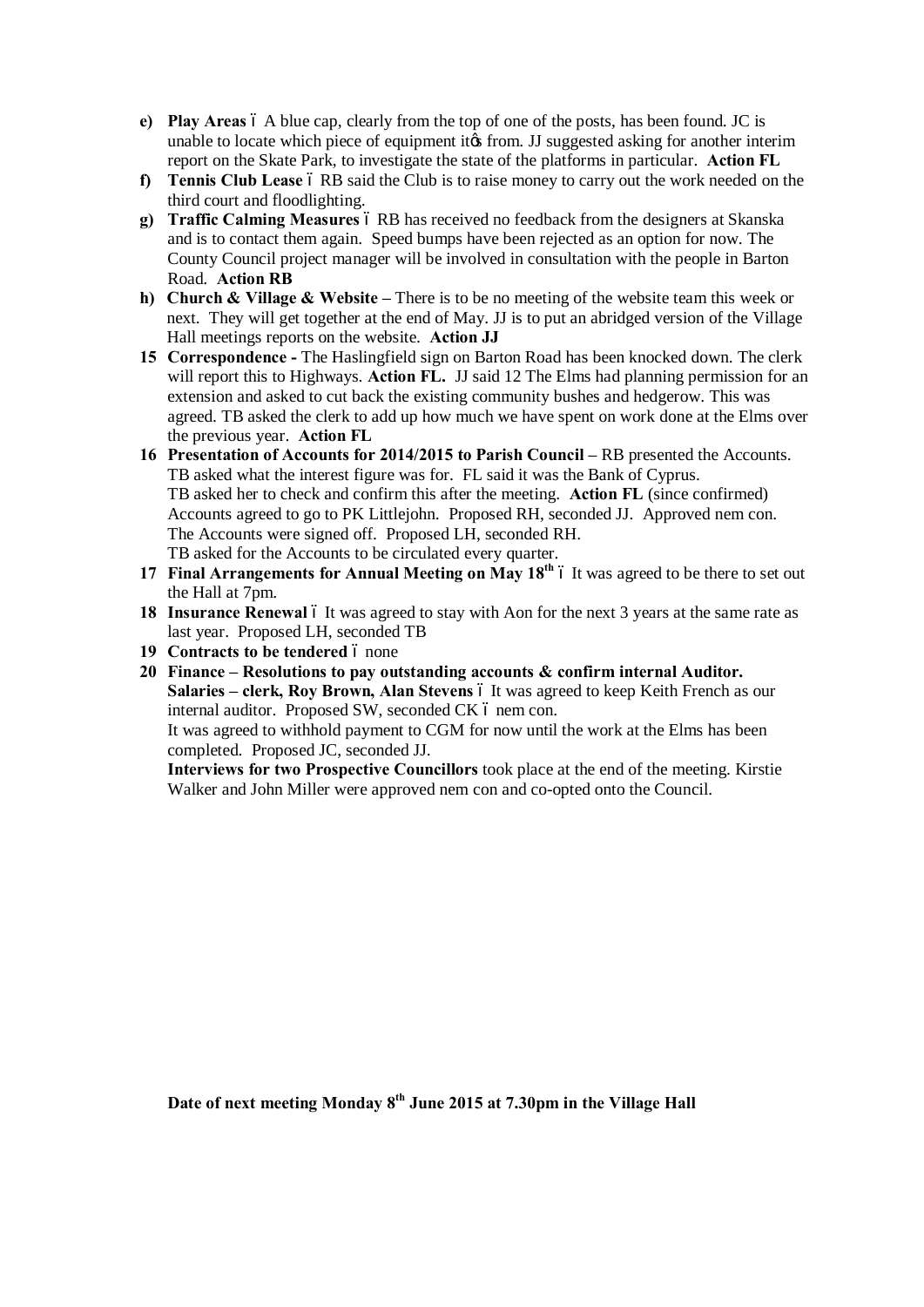- **e) Play Areas** – A blue cap, clearly from the top of one of the posts, has been found. JC is unable to locate which piece of equipment it's from. JJ suggested asking for another interim report on the Skate Park, to investigate the state of the platforms in particular. **Action FL**
- **f) Tennis Club Lease** – RB said the Club is to raise money to carry out the work needed on the third court and floodlighting.
- **g) Traffic Calming Measures** – RB has received no feedback from the designers at Skanska and is to contact them again. Speed bumps have been rejected as an option for now. The County Council project manager will be involved in consultation with the people in Barton Road. **Action RB**
- **h) Church & Village & Website –** There is to be no meeting of the website team this week or next. They will get together at the end of May. JJ is to put an abridged version of the Village Hall meetings reports on the website. **Action JJ**

**15 Correspondence -** The Haslingfield sign on Barton Road has been knocked down. The clerk will report this to Highways. **Action FL.** JJ said 12 The Elms had planning permission for an extension and asked to cut back the existing community bushes and hedgerow. This was agreed. TB asked the clerk to add up how much we have spent on work done at the Elms over the previous year. **Action FL**

**16 Presentation of Accounts for 2014/2015 to Parish Council –** RB presented the Accounts. TB asked what the interest figure was for. FL said it was the Bank of Cyprus. TB asked her to check and confirm this after the meeting. **Action FL** (since confirmed) Accounts agreed to go to PK Littlejohn. Proposed RH, seconded JJ. Approved nem con. The Accounts were signed off. Proposed LH, seconded RH. TB asked for the Accounts to be circulated every quarter.

**17 Final Arrangements for Annual Meeting on May 18th** – It was agreed to be there to set out the Hall at 7pm.

**18 Insurance Renewal** – It was agreed to stay with Aon for the next 3 years at the same rate as last year. Proposed LH, seconded TB

**19 Contracts to be tendered** – none

**20 Finance – Resolutions to pay outstanding accounts & confirm internal Auditor. Salaries – clerk, Roy Brown, Alan Stevens** – It was agreed to keep Keith French as our internal auditor. Proposed SW, seconded CK – nem con.
It was agreed to withhold payment to CGM for now until the work at the Elms has been completed. Proposed JC, seconded JJ.
**Interviews for two Prospective Councillors** took place at the end of the meeting. Kirstie Walker and John Miller were approved nem con and co-opted onto the Council.

**Date of next meeting Monday 8th June 2015 at 7.30pm in the Village Hall**